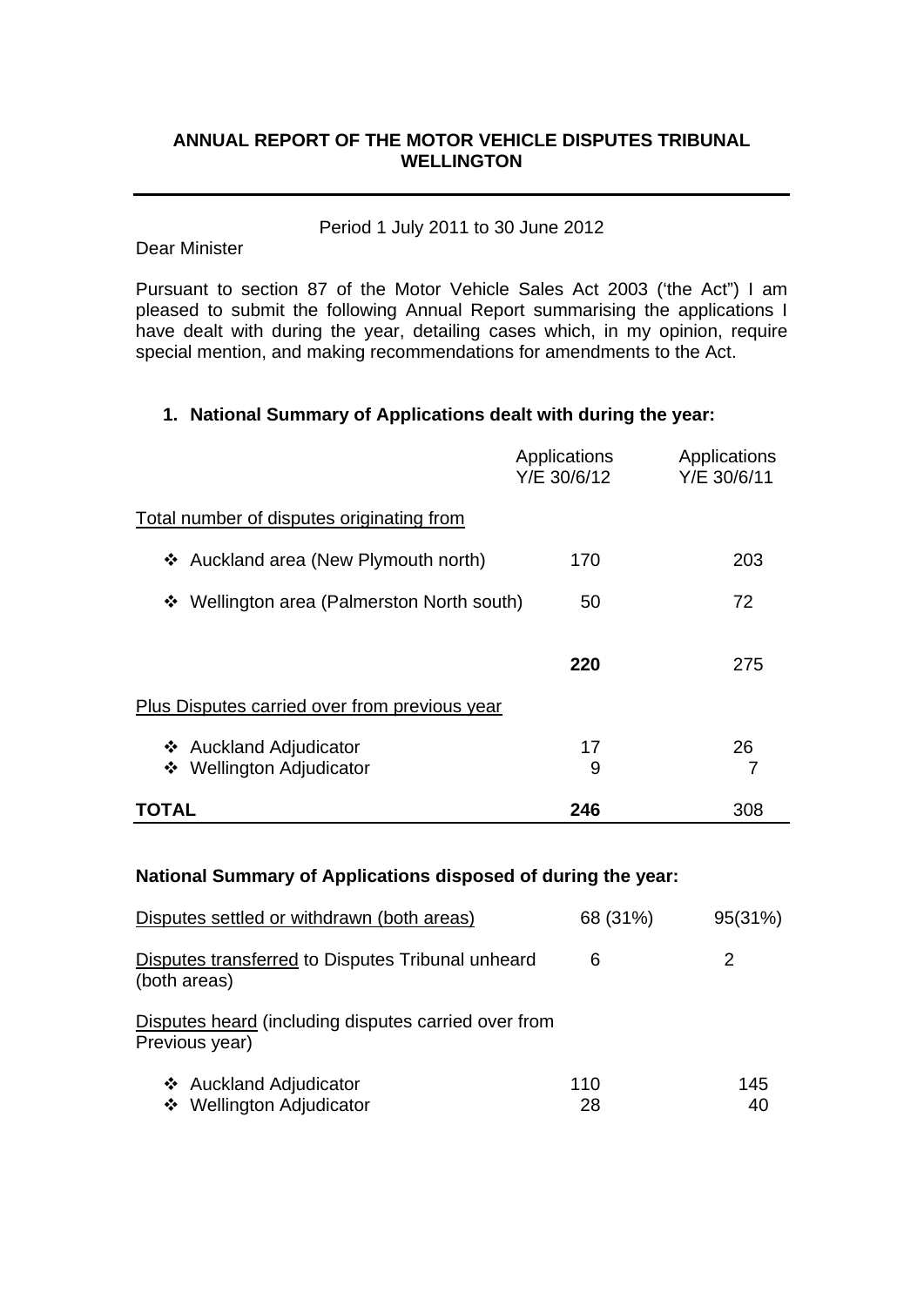**ANNUAL REPORT OF THE MOTOR VEHICLE DISPUTES TRIBUNAL WELLINGTON**

---

Period 1 July 2011 to 30 June 2012

Dear Minister

Pursuant to section 87 of the Motor Vehicle Sales Act 2003 ('the Act") I am pleased to submit the following Annual Report summarising the applications I have dealt with during the year, detailing cases which, in my opinion, require special mention, and making recommendations for amendments to the Act.

1. **National Summary of Applications dealt with during the year:**

| | Applications Y/E 30/6/12 | Applications Y/E 30/6/11 |
|---|---|---|
| Total number of disputes originating from | | |
| ❖ Auckland area (New Plymouth north) | 170 | 203 |
| ❖ Wellington area (Palmerston North south) | 50 | 72 |
| | **220** | 275 |
| Plus Disputes carried over from previous year | | |
| ❖ Auckland Adjudicator | 17 | 26 |
| ❖ Wellington Adjudicator | 9 | 7 |
| **TOTAL** | **246** | 308 |

**National Summary of Applications disposed of during the year:**

| | | |
|---|---|---|
| Disputes settled or withdrawn (both areas) | 68 (31%) | 95(31%) |
| Disputes transferred to Disputes Tribunal unheard (both areas) | 6 | 2 |
| Disputes heard (including disputes carried over from Previous year) | | |
| ❖ Auckland Adjudicator | 110 | 145 |
| ❖ Wellington Adjudicator | 28 | 40 |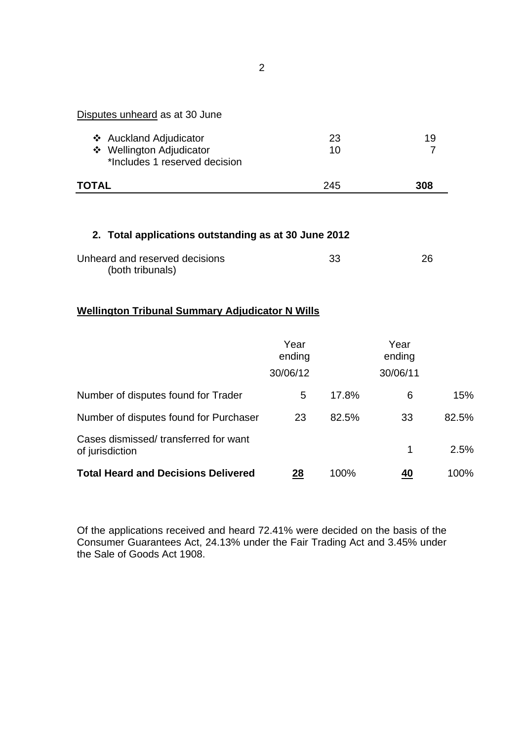Disputes unheard as at 30 June

| | | |
|---|---|---|
| ❖ Auckland Adjudicator | 23 | 19 |
| ❖ Wellington Adjudicator<br>*Includes 1 reserved decision | 10 | 7 |
| **TOTAL** | 245 | **308** |

### 2. Total applications outstanding as at 30 June 2012

| | | |
|---|---|---|
| Unheard and reserved decisions (both tribunals) | 33 | 26 |

**Wellington Tribunal Summary Adjudicator N Wills**

| | Year ending 30/06/12 | | Year ending 30/06/11 | |
|---|---|---|---|---|
| Number of disputes found for Trader | 5 | 17.8% | 6 | 15% |
| Number of disputes found for Purchaser | 23 | 82.5% | 33 | 82.5% |
| Cases dismissed/ transferred for want of jurisdiction | | | 1 | 2.5% |
| **Total Heard and Decisions Delivered** | **28** | 100% | **40** | 100% |

Of the applications received and heard 72.41% were decided on the basis of the Consumer Guarantees Act, 24.13% under the Fair Trading Act and 3.45% under the Sale of Goods Act 1908.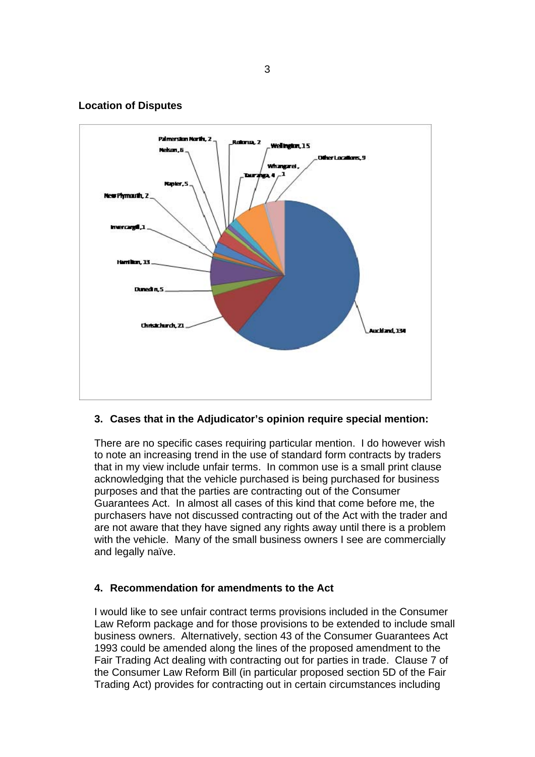**Location of Disputes**

Palmerston North, 2
Rotorua, 2
Wellington, 15
Nelson, 6
Other Locations, 9
Whangarei, 1
Tauranga, 4
Napier, 5
New Plymouth, 2
Invercargill, 1
Hamilton, 13
Dunedin, 5
Christchurch, 21
Auckland, 134

### 3. Cases that in the Adjudicator's opinion require special mention:

There are no specific cases requiring particular mention. I do however wish to note an increasing trend in the use of standard form contracts by traders that in my view include unfair terms. In common use is a small print clause acknowledging that the vehicle purchased is being purchased for business purposes and that the parties are contracting out of the Consumer Guarantees Act. In almost all cases of this kind that come before me, the purchasers have not discussed contracting out of the Act with the trader and are not aware that they have signed any rights away until there is a problem with the vehicle. Many of the small business owners I see are commercially and legally naïve.

### 4. Recommendation for amendments to the Act

I would like to see unfair contract terms provisions included in the Consumer Law Reform package and for those provisions to be extended to include small business owners. Alternatively, section 43 of the Consumer Guarantees Act 1993 could be amended along the lines of the proposed amendment to the Fair Trading Act dealing with contracting out for parties in trade. Clause 7 of the Consumer Law Reform Bill (in particular proposed section 5D of the Fair Trading Act) provides for contracting out in certain circumstances including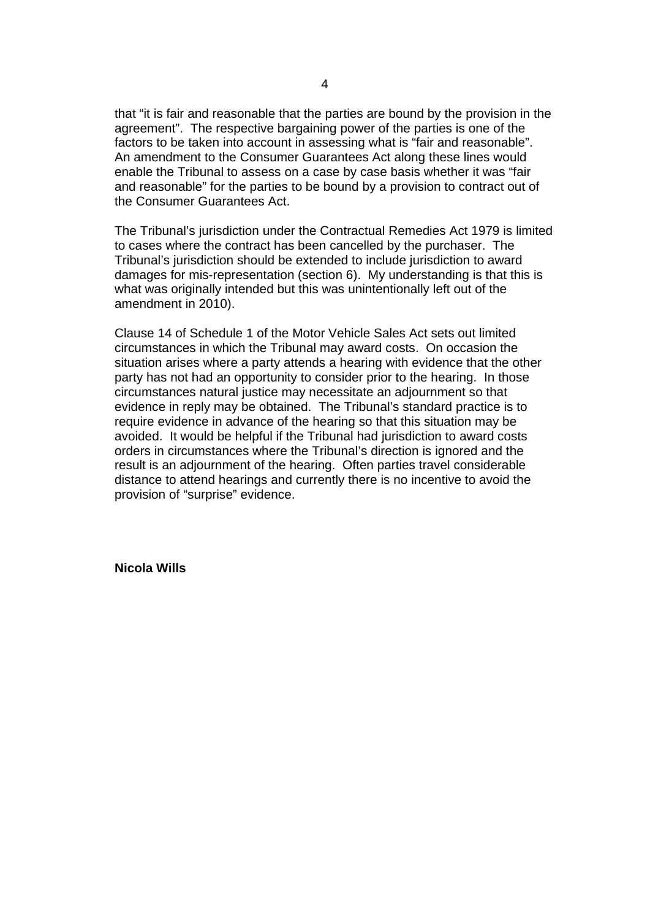that "it is fair and reasonable that the parties are bound by the provision in the agreement". The respective bargaining power of the parties is one of the factors to be taken into account in assessing what is "fair and reasonable". An amendment to the Consumer Guarantees Act along these lines would enable the Tribunal to assess on a case by case basis whether it was "fair and reasonable" for the parties to be bound by a provision to contract out of the Consumer Guarantees Act.

The Tribunal's jurisdiction under the Contractual Remedies Act 1979 is limited to cases where the contract has been cancelled by the purchaser. The Tribunal's jurisdiction should be extended to include jurisdiction to award damages for mis-representation (section 6). My understanding is that this is what was originally intended but this was unintentionally left out of the amendment in 2010).

Clause 14 of Schedule 1 of the Motor Vehicle Sales Act sets out limited circumstances in which the Tribunal may award costs. On occasion the situation arises where a party attends a hearing with evidence that the other party has not had an opportunity to consider prior to the hearing. In those circumstances natural justice may necessitate an adjournment so that evidence in reply may be obtained. The Tribunal's standard practice is to require evidence in advance of the hearing so that this situation may be avoided. It would be helpful if the Tribunal had jurisdiction to award costs orders in circumstances where the Tribunal's direction is ignored and the result is an adjournment of the hearing. Often parties travel considerable distance to attend hearings and currently there is no incentive to avoid the provision of "surprise" evidence.

**Nicola Wills**